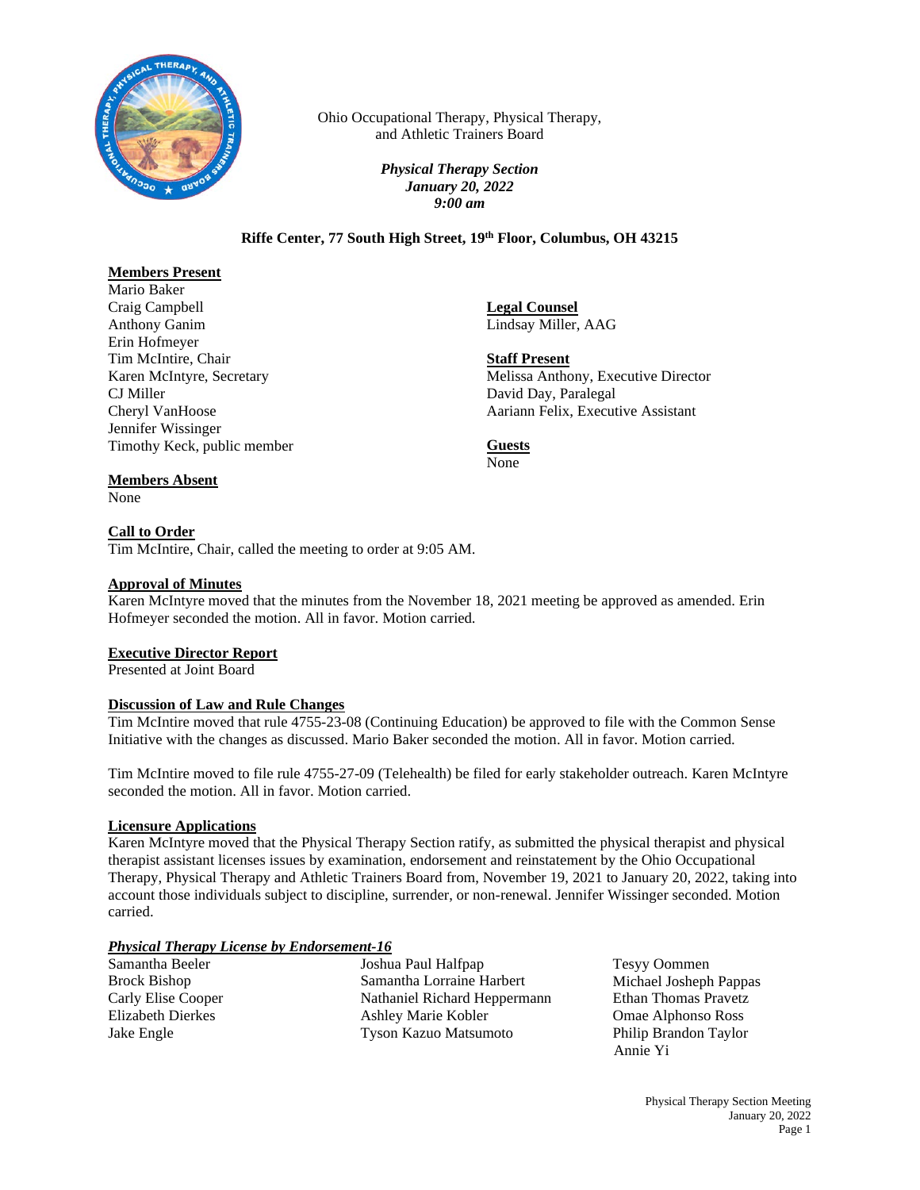Ohio Occupational Therapy, Physical Therapy, and Athletic Trainers Board

*Physical Therapy Section*
*January 20, 2022*
*9:00 am*

**Riffe Center, 77 South High Street, 19th Floor, Columbus, OH 43215**

**Members Present**
Mario Baker
Craig Campbell
Anthony Ganim
Erin Hofmeyer
Tim McIntire, Chair
Karen McIntyre, Secretary
CJ Miller
Cheryl VanHoose
Jennifer Wissinger
Timothy Keck, public member

**Members Absent**
None

**Legal Counsel**
Lindsay Miller, AAG

**Staff Present**
Melissa Anthony, Executive Director
David Day, Paralegal
Aariann Felix, Executive Assistant

**Guests**
None

**Call to Order**
Tim McIntire, Chair, called the meeting to order at 9:05 AM.

**Approval of Minutes**
Karen McIntyre moved that the minutes from the November 18, 2021 meeting be approved as amended. Erin Hofmeyer seconded the motion. All in favor. Motion carried.

**Executive Director Report**
Presented at Joint Board

**Discussion of Law and Rule Changes**
Tim McIntire moved that rule 4755-23-08 (Continuing Education) be approved to file with the Common Sense Initiative with the changes as discussed. Mario Baker seconded the motion. All in favor. Motion carried.

Tim McIntire moved to file rule 4755-27-09 (Telehealth) be filed for early stakeholder outreach. Karen McIntyre seconded the motion. All in favor. Motion carried.

**Licensure Applications**
Karen McIntyre moved that the Physical Therapy Section ratify, as submitted the physical therapist and physical therapist assistant licenses issues by examination, endorsement and reinstatement by the Ohio Occupational Therapy, Physical Therapy and Athletic Trainers Board from, November 19, 2021 to January 20, 2022, taking into account those individuals subject to discipline, surrender, or non-renewal. Jennifer Wissinger seconded. Motion carried.

***Physical Therapy License by Endorsement-16***

Samantha Beeler
Brock Bishop
Carly Elise Cooper
Elizabeth Dierkes
Jake Engle
Joshua Paul Halfpap
Samantha Lorraine Harbert
Nathaniel Richard Heppermann
Ashley Marie Kobler
Tyson Kazuo Matsumoto
Tesyy Oommen
Michael Josheph Pappas
Ethan Thomas Pravetz
Omae Alphonso Ross
Philip Brandon Taylor
Annie Yi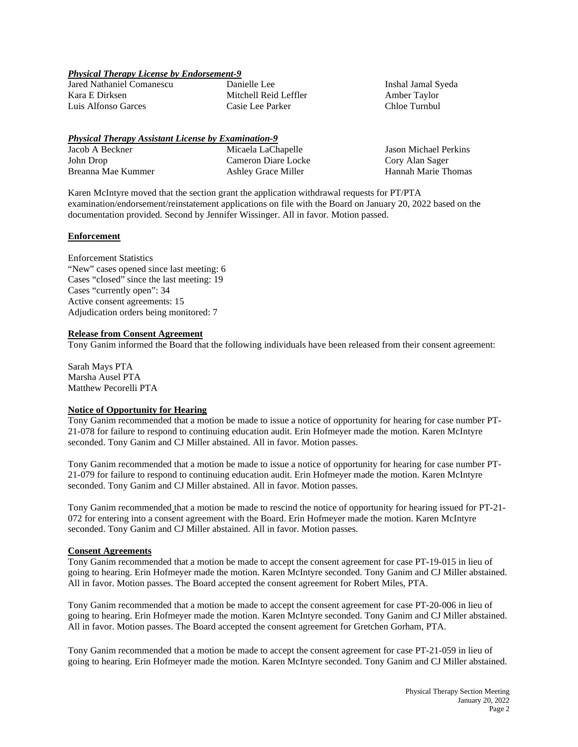***Physical Therapy License by Endorsement-9***

| | | |
|---|---|---|
| Jared Nathaniel Comanescu | Danielle Lee | Inshal Jamal Syeda |
| Kara E Dirksen | Mitchell Reid Leffler | Amber Taylor |
| Luis Alfonso Garces | Casie Lee Parker | Chloe Turnbul |

***Physical Therapy Assistant License by Examination-9***

| | | |
|---|---|---|
| Jacob A Beckner | Micaela LaChapelle | Jason Michael Perkins |
| John Drop | Cameron Diare Locke | Cory Alan Sager |
| Breanna Mae Kummer | Ashley Grace Miller | Hannah Marie Thomas |

Karen McIntyre moved that the section grant the application withdrawal requests for PT/PTA examination/endorsement/reinstatement applications on file with the Board on January 20, 2022 based on the documentation provided. Second by Jennifer Wissinger. All in favor. Motion passed.

**Enforcement**

Enforcement Statistics
"New" cases opened since last meeting: 6
Cases "closed" since the last meeting: 19
Cases "currently open": 34
Active consent agreements: 15
Adjudication orders being monitored: 7

**Release from Consent Agreement**

Tony Ganim informed the Board that the following individuals have been released from their consent agreement:

Sarah Mays PTA
Marsha Ausel PTA
Matthew Pecorelli PTA

**Notice of Opportunity for Hearing**

Tony Ganim recommended that a motion be made to issue a notice of opportunity for hearing for case number PT-21-078 for failure to respond to continuing education audit. Erin Hofmeyer made the motion. Karen McIntyre seconded. Tony Ganim and CJ Miller abstained. All in favor. Motion passes.

Tony Ganim recommended that a motion be made to issue a notice of opportunity for hearing for case number PT-21-079 for failure to respond to continuing education audit. Erin Hofmeyer made the motion. Karen McIntyre seconded. Tony Ganim and CJ Miller abstained. All in favor. Motion passes.

Tony Ganim recommended that a motion be made to rescind the notice of opportunity for hearing issued for PT-21-072 for entering into a consent agreement with the Board. Erin Hofmeyer made the motion. Karen McIntyre seconded. Tony Ganim and CJ Miller abstained. All in favor. Motion passes.

**Consent Agreements**

Tony Ganim recommended that a motion be made to accept the consent agreement for case PT-19-015 in lieu of going to hearing. Erin Hofmeyer made the motion. Karen McIntyre seconded. Tony Ganim and CJ Miller abstained. All in favor. Motion passes. The Board accepted the consent agreement for Robert Miles, PTA.

Tony Ganim recommended that a motion be made to accept the consent agreement for case PT-20-006 in lieu of going to hearing. Erin Hofmeyer made the motion. Karen McIntyre seconded. Tony Ganim and CJ Miller abstained. All in favor. Motion passes. The Board accepted the consent agreement for Gretchen Gorham, PTA.

Tony Ganim recommended that a motion be made to accept the consent agreement for case PT-21-059 in lieu of going to hearing. Erin Hofmeyer made the motion. Karen McIntyre seconded. Tony Ganim and CJ Miller abstained.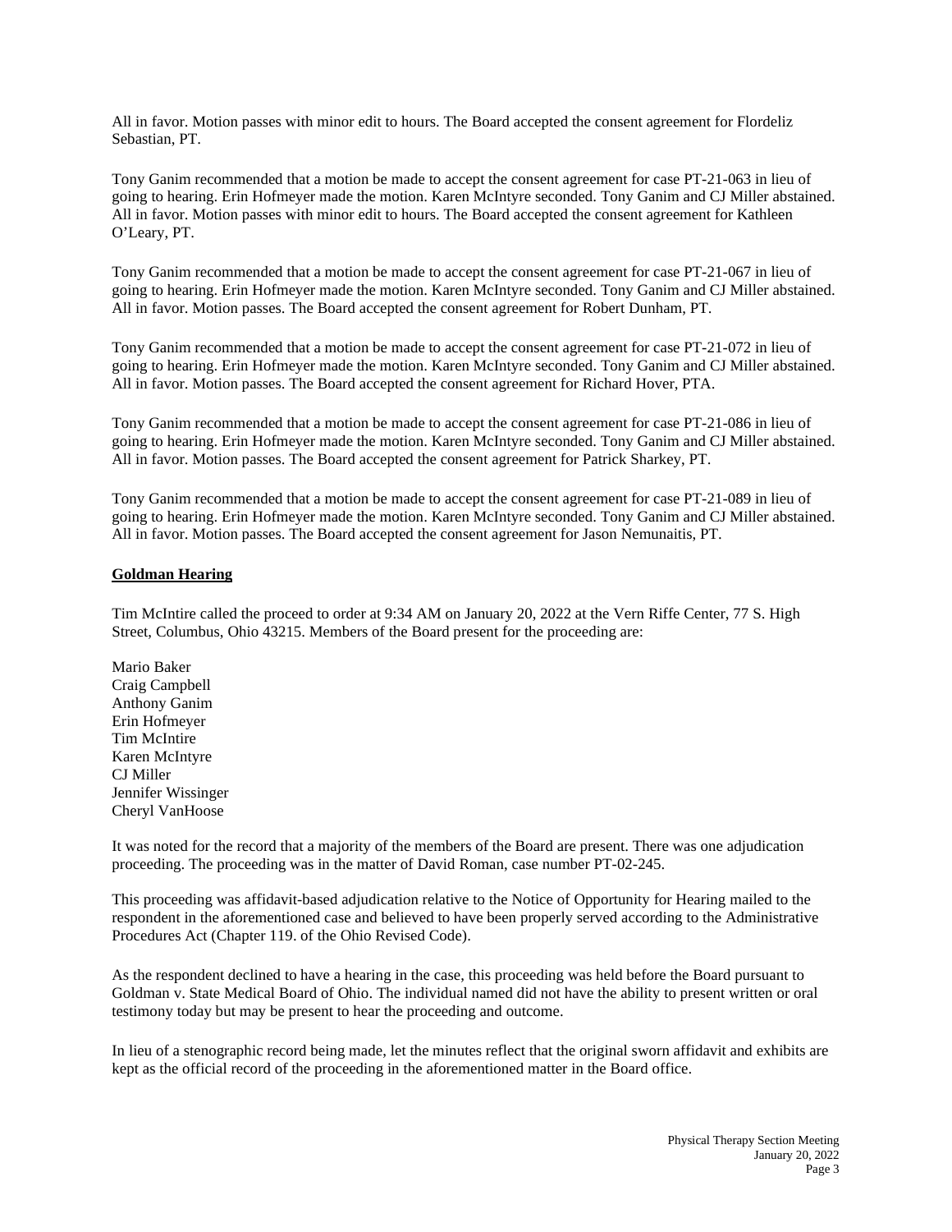All in favor. Motion passes with minor edit to hours. The Board accepted the consent agreement for Flordeliz Sebastian, PT.

Tony Ganim recommended that a motion be made to accept the consent agreement for case PT-21-063 in lieu of going to hearing. Erin Hofmeyer made the motion. Karen McIntyre seconded. Tony Ganim and CJ Miller abstained. All in favor. Motion passes with minor edit to hours. The Board accepted the consent agreement for Kathleen O'Leary, PT.

Tony Ganim recommended that a motion be made to accept the consent agreement for case PT-21-067 in lieu of going to hearing. Erin Hofmeyer made the motion. Karen McIntyre seconded. Tony Ganim and CJ Miller abstained. All in favor. Motion passes. The Board accepted the consent agreement for Robert Dunham, PT.

Tony Ganim recommended that a motion be made to accept the consent agreement for case PT-21-072 in lieu of going to hearing. Erin Hofmeyer made the motion. Karen McIntyre seconded. Tony Ganim and CJ Miller abstained. All in favor. Motion passes. The Board accepted the consent agreement for Richard Hover, PTA.

Tony Ganim recommended that a motion be made to accept the consent agreement for case PT-21-086 in lieu of going to hearing. Erin Hofmeyer made the motion. Karen McIntyre seconded. Tony Ganim and CJ Miller abstained. All in favor. Motion passes. The Board accepted the consent agreement for Patrick Sharkey, PT.

Tony Ganim recommended that a motion be made to accept the consent agreement for case PT-21-089 in lieu of going to hearing. Erin Hofmeyer made the motion. Karen McIntyre seconded. Tony Ganim and CJ Miller abstained. All in favor. Motion passes. The Board accepted the consent agreement for Jason Nemunaitis, PT.

**Goldman Hearing**

Tim McIntire called the proceed to order at 9:34 AM on January 20, 2022 at the Vern Riffe Center, 77 S. High Street, Columbus, Ohio 43215. Members of the Board present for the proceeding are:

Mario Baker
Craig Campbell
Anthony Ganim
Erin Hofmeyer
Tim McIntire
Karen McIntyre
CJ Miller
Jennifer Wissinger
Cheryl VanHoose

It was noted for the record that a majority of the members of the Board are present. There was one adjudication proceeding. The proceeding was in the matter of David Roman, case number PT-02-245.

This proceeding was affidavit-based adjudication relative to the Notice of Opportunity for Hearing mailed to the respondent in the aforementioned case and believed to have been properly served according to the Administrative Procedures Act (Chapter 119. of the Ohio Revised Code).

As the respondent declined to have a hearing in the case, this proceeding was held before the Board pursuant to Goldman v. State Medical Board of Ohio. The individual named did not have the ability to present written or oral testimony today but may be present to hear the proceeding and outcome.

In lieu of a stenographic record being made, let the minutes reflect that the original sworn affidavit and exhibits are kept as the official record of the proceeding in the aforementioned matter in the Board office.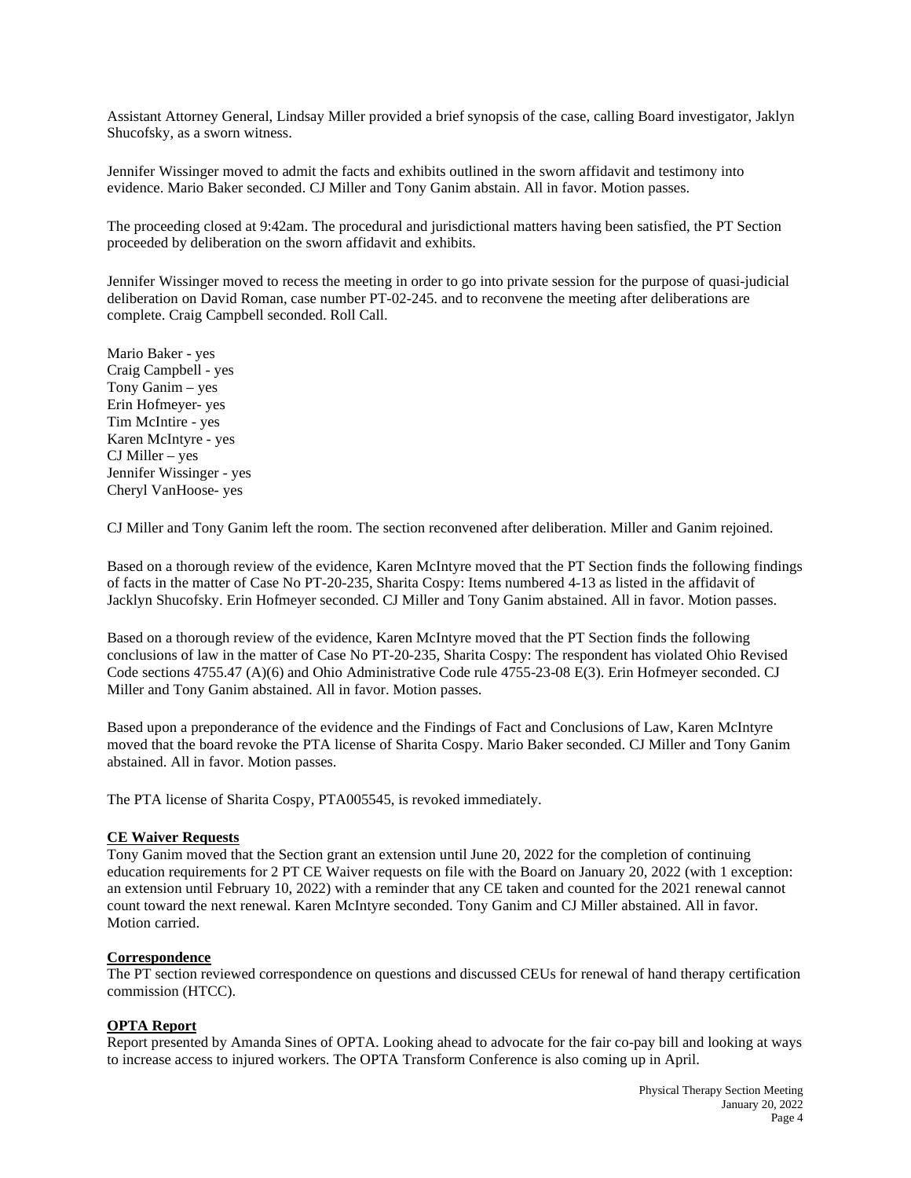Assistant Attorney General, Lindsay Miller provided a brief synopsis of the case, calling Board investigator, Jaklyn Shucofsky, as a sworn witness.

Jennifer Wissinger moved to admit the facts and exhibits outlined in the sworn affidavit and testimony into evidence. Mario Baker seconded. CJ Miller and Tony Ganim abstain. All in favor. Motion passes.

The proceeding closed at 9:42am. The procedural and jurisdictional matters having been satisfied, the PT Section proceeded by deliberation on the sworn affidavit and exhibits.

Jennifer Wissinger moved to recess the meeting in order to go into private session for the purpose of quasi-judicial deliberation on David Roman, case number PT-02-245. and to reconvene the meeting after deliberations are complete. Craig Campbell seconded. Roll Call.

Mario Baker - yes
Craig Campbell - yes
Tony Ganim – yes
Erin Hofmeyer- yes
Tim McIntire - yes
Karen McIntyre - yes
CJ Miller – yes
Jennifer Wissinger - yes
Cheryl VanHoose- yes

CJ Miller and Tony Ganim left the room. The section reconvened after deliberation. Miller and Ganim rejoined.

Based on a thorough review of the evidence, Karen McIntyre moved that the PT Section finds the following findings of facts in the matter of Case No PT-20-235, Sharita Cospy: Items numbered 4-13 as listed in the affidavit of Jacklyn Shucofsky. Erin Hofmeyer seconded. CJ Miller and Tony Ganim abstained. All in favor. Motion passes.

Based on a thorough review of the evidence, Karen McIntyre moved that the PT Section finds the following conclusions of law in the matter of Case No PT-20-235, Sharita Cospy: The respondent has violated Ohio Revised Code sections 4755.47 (A)(6) and Ohio Administrative Code rule 4755-23-08 E(3). Erin Hofmeyer seconded. CJ Miller and Tony Ganim abstained. All in favor. Motion passes.

Based upon a preponderance of the evidence and the Findings of Fact and Conclusions of Law, Karen McIntyre moved that the board revoke the PTA license of Sharita Cospy. Mario Baker seconded. CJ Miller and Tony Ganim abstained. All in favor. Motion passes.

The PTA license of Sharita Cospy, PTA005545, is revoked immediately.

**CE Waiver Requests**

Tony Ganim moved that the Section grant an extension until June 20, 2022 for the completion of continuing education requirements for 2 PT CE Waiver requests on file with the Board on January 20, 2022 (with 1 exception: an extension until February 10, 2022) with a reminder that any CE taken and counted for the 2021 renewal cannot count toward the next renewal. Karen McIntyre seconded. Tony Ganim and CJ Miller abstained. All in favor. Motion carried.

**Correspondence**

The PT section reviewed correspondence on questions and discussed CEUs for renewal of hand therapy certification commission (HTCC).

**OPTA Report**

Report presented by Amanda Sines of OPTA. Looking ahead to advocate for the fair co-pay bill and looking at ways to increase access to injured workers. The OPTA Transform Conference is also coming up in April.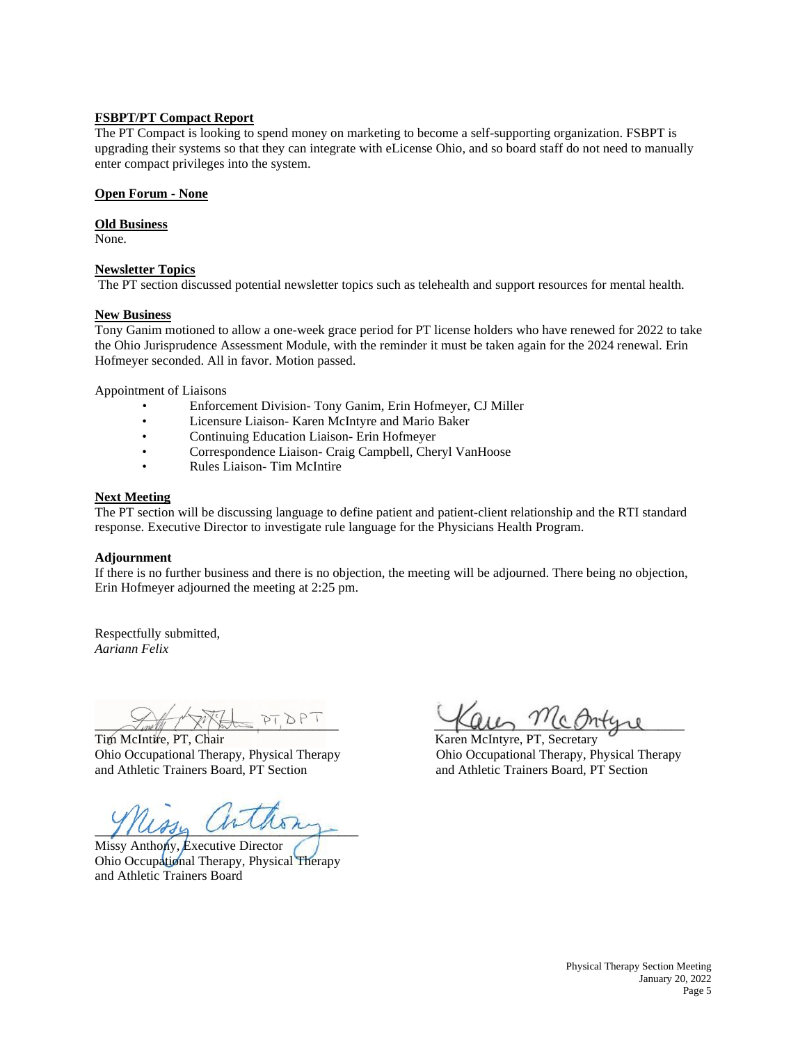**FSBPT/PT Compact Report**

The PT Compact is looking to spend money on marketing to become a self-supporting organization. FSBPT is upgrading their systems so that they can integrate with eLicense Ohio, and so board staff do not need to manually enter compact privileges into the system.

**Open Forum - None**

**Old Business**

None.

**Newsletter Topics**

The PT section discussed potential newsletter topics such as telehealth and support resources for mental health.

**New Business**

Tony Ganim motioned to allow a one-week grace period for PT license holders who have renewed for 2022 to take the Ohio Jurisprudence Assessment Module, with the reminder it must be taken again for the 2024 renewal. Erin Hofmeyer seconded. All in favor. Motion passed.

Appointment of Liaisons

- Enforcement Division- Tony Ganim, Erin Hofmeyer, CJ Miller
- Licensure Liaison- Karen McIntyre and Mario Baker
- Continuing Education Liaison- Erin Hofmeyer
- Correspondence Liaison- Craig Campbell, Cheryl VanHoose
- Rules Liaison- Tim McIntire

**Next Meeting**

The PT section will be discussing language to define patient and patient-client relationship and the RTI standard response. Executive Director to investigate rule language for the Physicians Health Program.

**Adjournment**

If there is no further business and there is no objection, the meeting will be adjourned. There being no objection, Erin Hofmeyer adjourned the meeting at 2:25 pm.

Respectfully submitted,
*Aariann Felix*

Tim McIntire, PT, Chair
Ohio Occupational Therapy, Physical Therapy and Athletic Trainers Board, PT Section

Karen McIntyre, PT, Secretary
Ohio Occupational Therapy, Physical Therapy and Athletic Trainers Board, PT Section

Missy Anthony, Executive Director
Ohio Occupational Therapy, Physical Therapy and Athletic Trainers Board